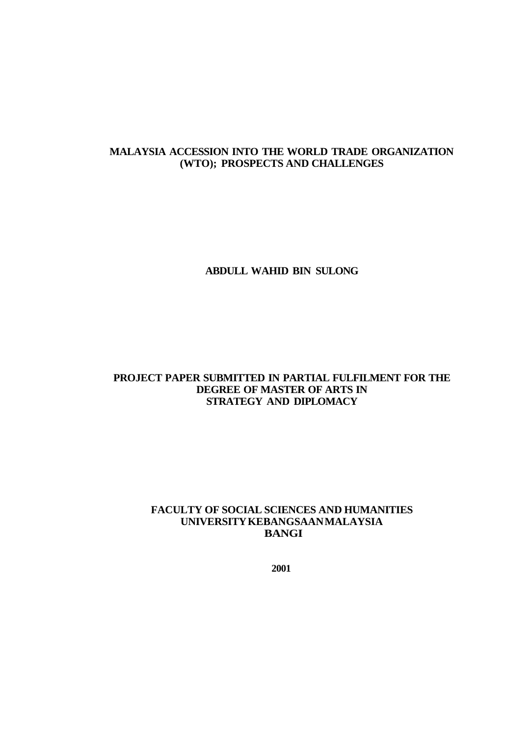# MALAYSIA ACCESSION INTO THE WORLD TRADE ORGANIZATION (WTO); PROSPECTS AND CHALLENGES

**ABDULL WAHID BIN SULONG**

**PROJECT PAPER SUBMITTED IN PARTIAL FULFILMENT FOR THE DEGREE OF MASTER OF ARTS IN STRATEGY AND DIPLOMACY**

**FACULTY OF SOCIAL SCIENCES AND HUMANITIES**
**UNIVERSITY KEBANGSAAN MALAYSIA**
**BANGI**

**2001**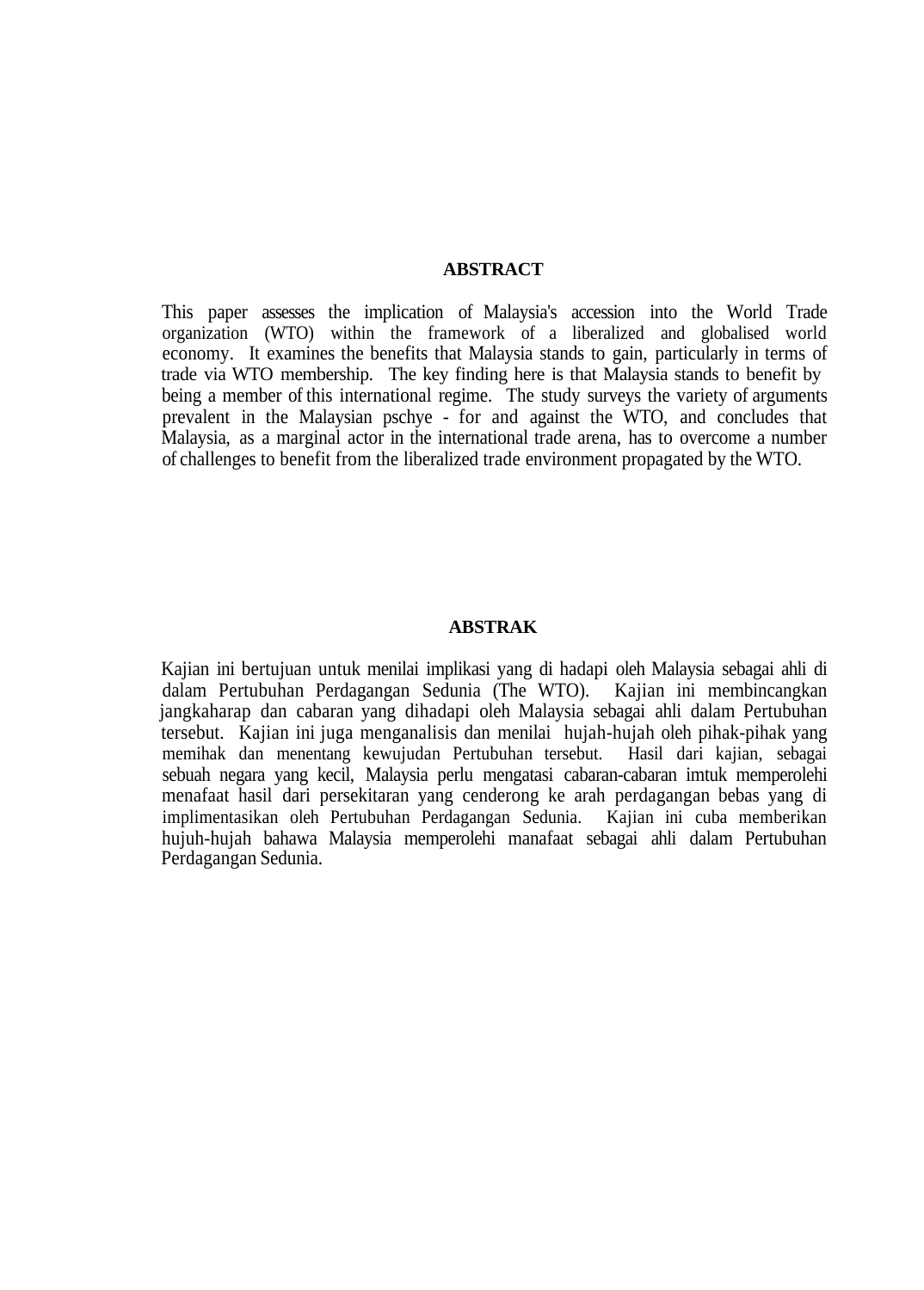## ABSTRACT

This paper assesses the implication of Malaysia's accession into the World Trade organization (WTO) within the framework of a liberalized and globalised world economy. It examines the benefits that Malaysia stands to gain, particularly in terms of trade via WTO membership. The key finding here is that Malaysia stands to benefit by being a member of this international regime. The study surveys the variety of arguments prevalent in the Malaysian pschye - for and against the WTO, and concludes that Malaysia, as a marginal actor in the international trade arena, has to overcome a number of challenges to benefit from the liberalized trade environment propagated by the WTO.

## ABSTRAK

Kajian ini bertujuan untuk menilai implikasi yang di hadapi oleh Malaysia sebagai ahli di dalam Pertubuhan Perdagangan Sedunia (The WTO). Kajian ini membincangkan jangkaharap dan cabaran yang dihadapi oleh Malaysia sebagai ahli dalam Pertubuhan tersebut. Kajian ini juga menganalisis dan menilai hujah-hujah oleh pihak-pihak yang memihak dan menentang kewujudan Pertubuhan tersebut. Hasil dari kajian, sebagai sebuah negara yang kecil, Malaysia perlu mengatasi cabaran-cabaran imtuk memperolehi menafaat hasil dari persekitaran yang cenderong ke arah perdagangan bebas yang di implimentasikan oleh Pertubuhan Perdagangan Sedunia. Kajian ini cuba memberikan hujuh-hujah bahawa Malaysia memperolehi manafaat sebagai ahli dalam Pertubuhan Perdagangan Sedunia.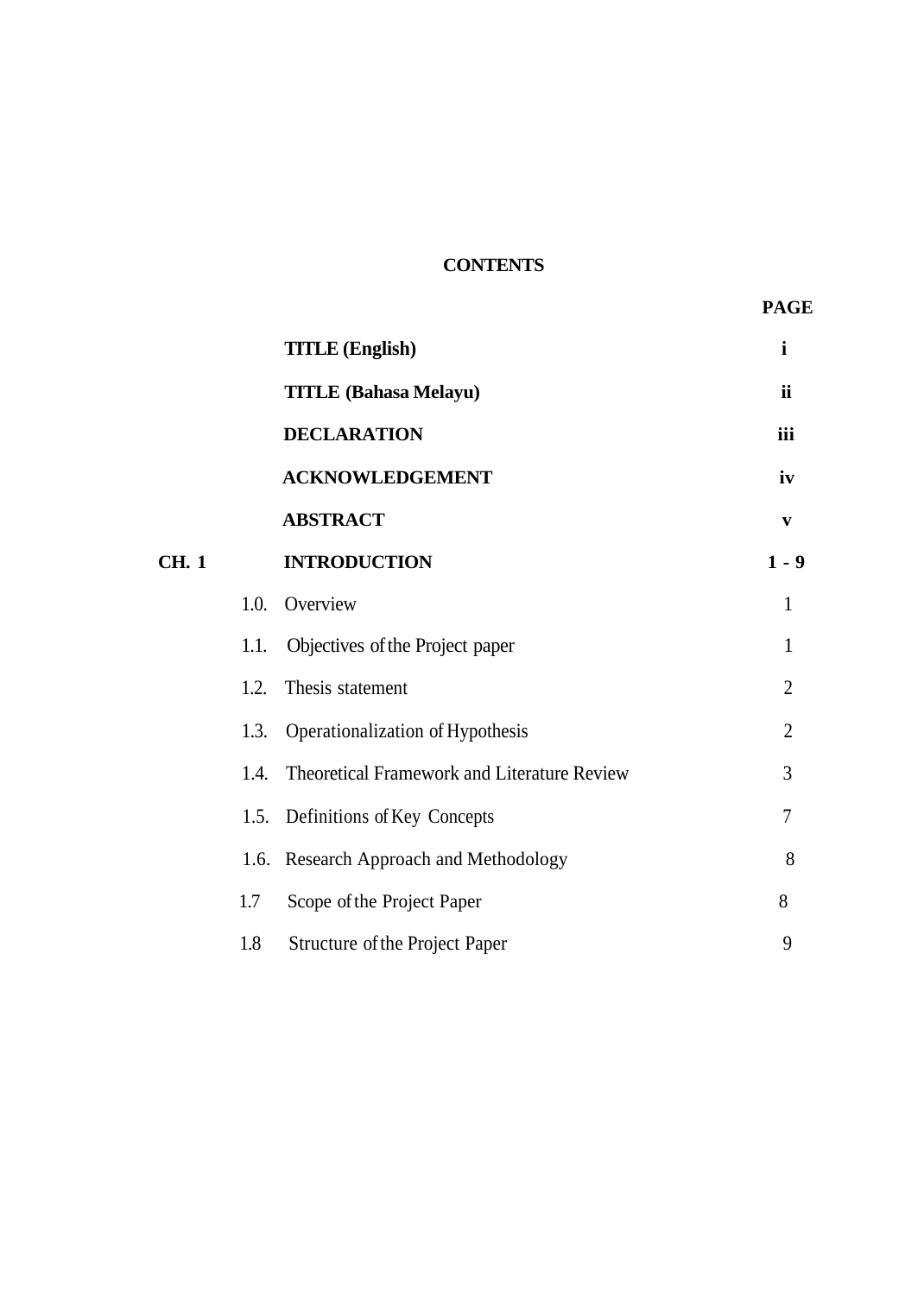# CONTENTS

| | | | PAGE |
|---|---|---|---|
| | | **TITLE (English)** | **i** |
| | | **TITLE (Bahasa Melayu)** | **ii** |
| | | **DECLARATION** | **iii** |
| | | **ACKNOWLEDGEMENT** | **iv** |
| | | **ABSTRACT** | **v** |
| **CH. 1** | | **INTRODUCTION** | **1 - 9** |
| | 1.0. | Overview | 1 |
| | 1.1. | Objectives of the Project paper | 1 |
| | 1.2. | Thesis statement | 2 |
| | 1.3. | Operationalization of Hypothesis | 2 |
| | 1.4. | Theoretical Framework and Literature Review | 3 |
| | 1.5. | Definitions of Key Concepts | 7 |
| | 1.6. | Research Approach and Methodology | 8 |
| | 1.7 | Scope of the Project Paper | 8 |
| | 1.8 | Structure of the Project Paper | 9 |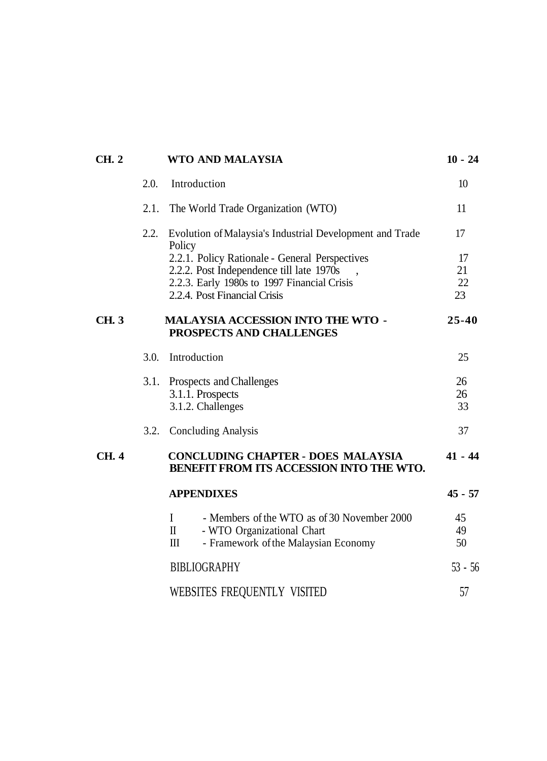| | | | |
|---|---|---|---|
| **CH. 2** | | **WTO AND MALAYSIA** | **10 - 24** |
| | 2.0. | Introduction | 10 |
| | 2.1. | The World Trade Organization (WTO) | 11 |
| | 2.2. | Evolution of Malaysia's Industrial Development and Trade Policy | 17 |
| | | 2.2.1. Policy Rationale - General Perspectives | 17 |
| | | 2.2.2. Post Independence till late 1970s | 21 |
| | | 2.2.3. Early 1980s to 1997 Financial Crisis | 22 |
| | | 2.2.4. Post Financial Crisis | 23 |
| **CH. 3** | | **MALAYSIA ACCESSION INTO THE WTO - PROSPECTS AND CHALLENGES** | **25-40** |
| | 3.0. | Introduction | 25 |
| | 3.1. | Prospects and Challenges | 26 |
| | | 3.1.1. Prospects | 26 |
| | | 3.1.2. Challenges | 33 |
| | 3.2. | Concluding Analysis | 37 |
| **CH. 4** | | **CONCLUDING CHAPTER - DOES MALAYSIA BENEFIT FROM ITS ACCESSION INTO THE WTO.** | **41 - 44** |
| | | **APPENDIXES** | **45 - 57** |
| | | I - Members of the WTO as of 30 November 2000 | 45 |
| | | II - WTO Organizational Chart | 49 |
| | | III - Framework of the Malaysian Economy | 50 |
| | | BIBLIOGRAPHY | 53 - 56 |
| | | WEBSITES FREQUENTLY VISITED | 57 |